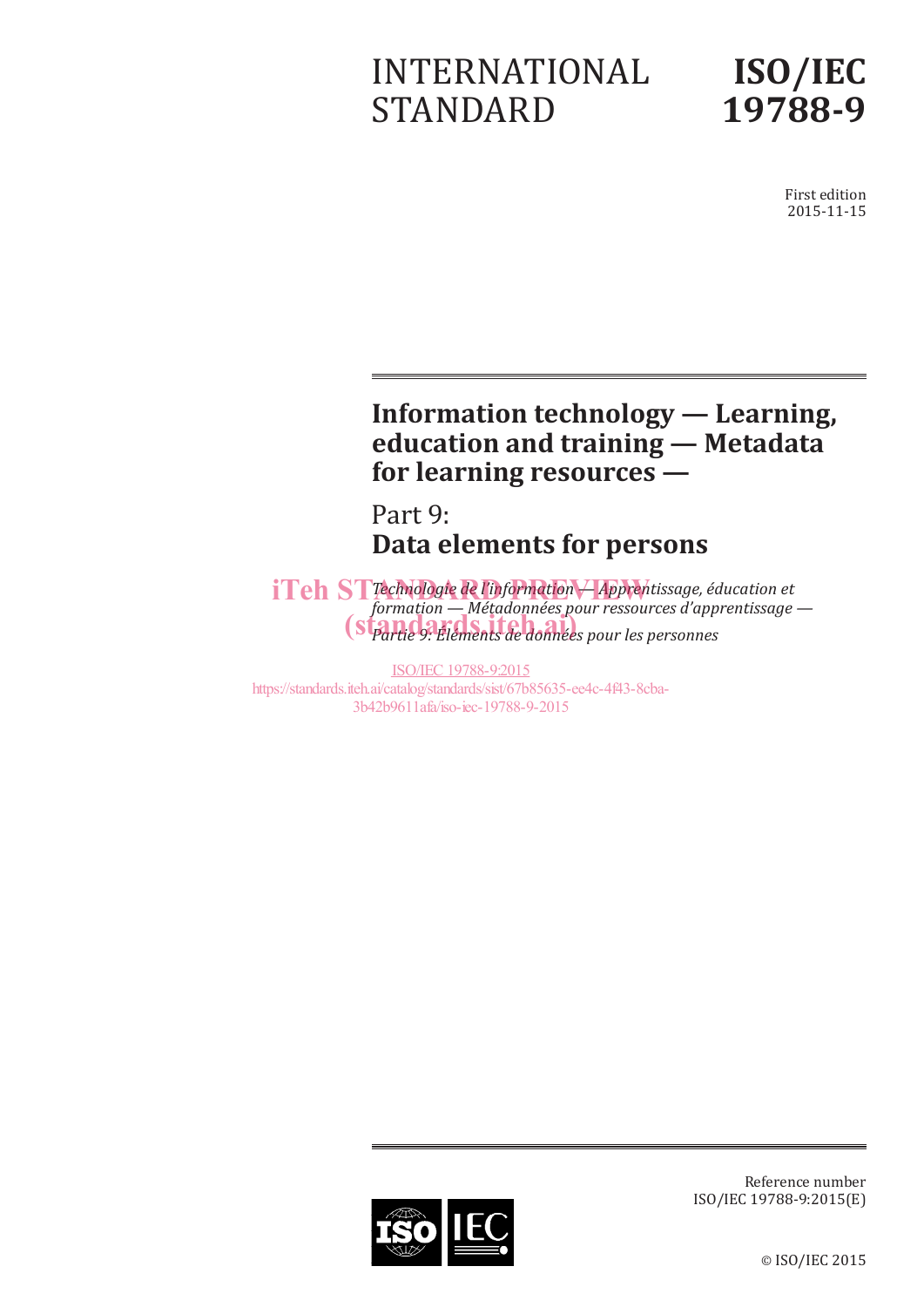# INTERNATIONAL STANDARD

# ISO/IEC 19788-9

First edition
2015-11-15

## Information technology — Learning, education and training — Metadata for learning resources —

## Part 9: Data elements for persons

*Technologie de l'information — Apprentissage, éducation et formation — Métadonnées pour ressources d'apprentissage — Partie 9: Éléments de données pour les personnes*

iTeh STANDARD PREVIEW
(standards.iteh.ai)

ISO/IEC 19788-9:2015
https://standards.iteh.ai/catalog/standards/sist/67b85635-ee4c-4f43-8cba-3b42b9611afa/iso-iec-19788-9-2015

Reference number
ISO/IEC 19788-9:2015(E)

© ISO/IEC 2015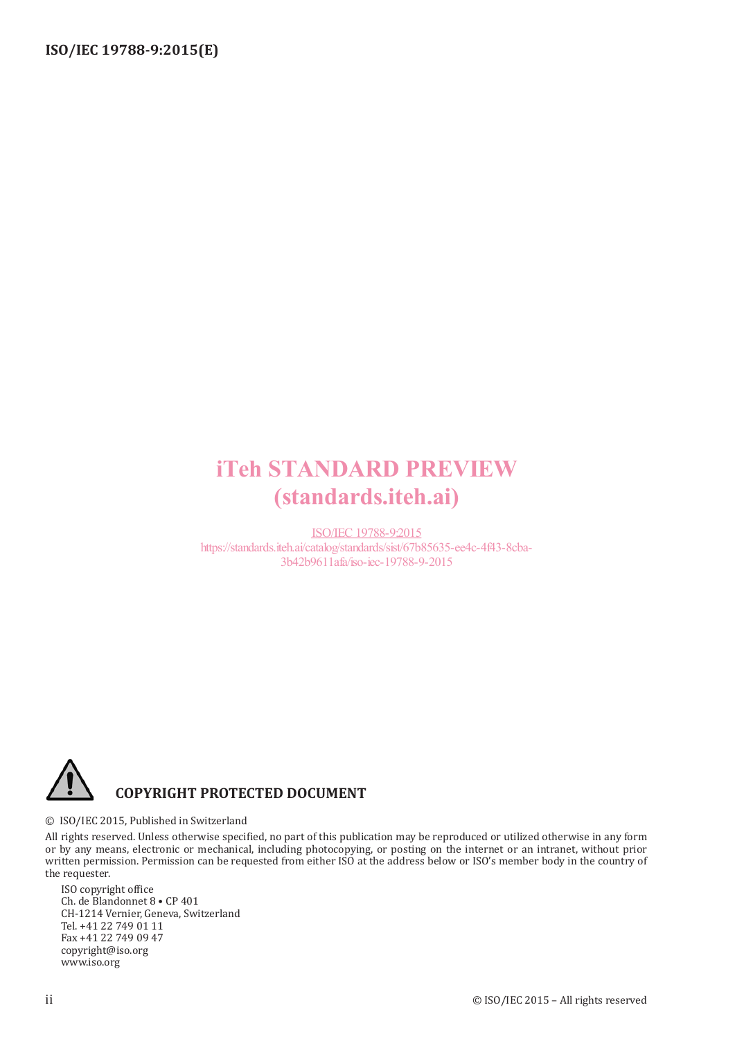iTeh STANDARD PREVIEW
(standards.iteh.ai)

ISO/IEC 19788-9:2015
https://standards.iteh.ai/catalog/standards/sist/67b85635-ee4c-4f43-8cba-3b42b9611afa/iso-iec-19788-9-2015

**COPYRIGHT PROTECTED DOCUMENT**

© ISO/IEC 2015, Published in Switzerland

All rights reserved. Unless otherwise specified, no part of this publication may be reproduced or utilized otherwise in any form or by any means, electronic or mechanical, including photocopying, or posting on the internet or an intranet, without prior written permission. Permission can be requested from either ISO at the address below or ISO's member body in the country of the requester.

ISO copyright office
Ch. de Blandonnet 8 • CP 401
CH-1214 Vernier, Geneva, Switzerland
Tel. +41 22 749 01 11
Fax +41 22 749 09 47
copyright@iso.org
www.iso.org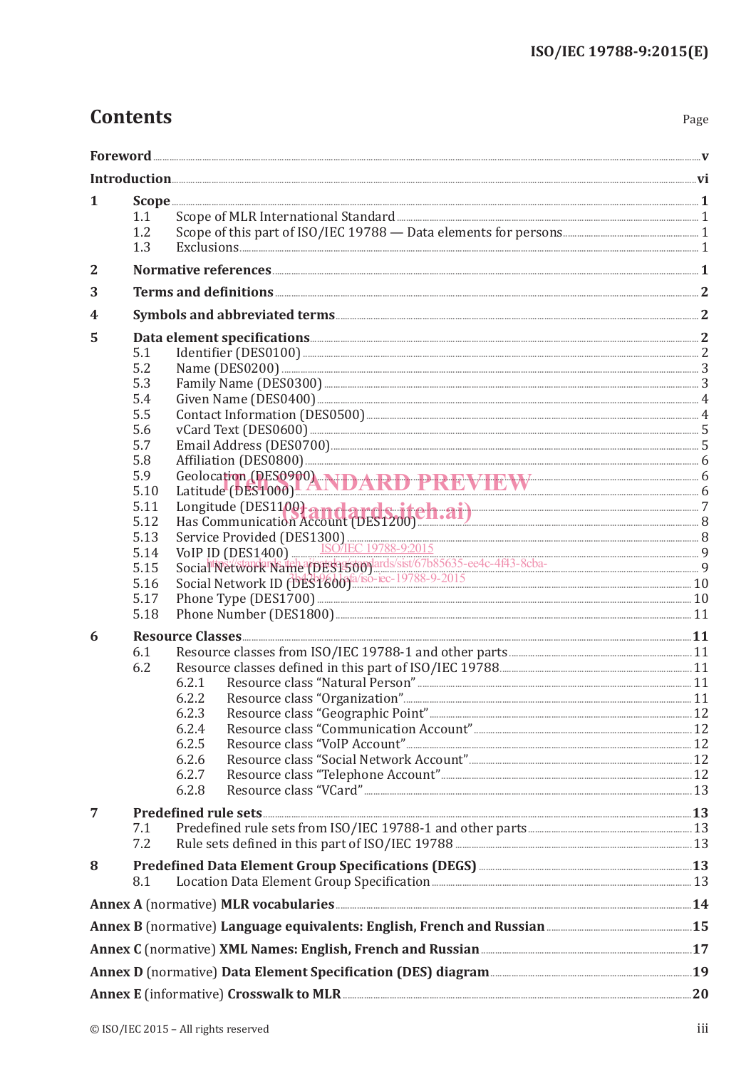# Contents

Page

**Foreword** ... **v**

**Introduction** ... **vi**

**1 Scope** ... **1**
- 1.1 Scope of MLR International Standard ... 1
- 1.2 Scope of this part of ISO/IEC 19788 — Data elements for persons ... 1
- 1.3 Exclusions ... 1

**2 Normative references** ... **1**

**3 Terms and definitions** ... **2**

**4 Symbols and abbreviated terms** ... **2**

**5 Data element specifications** ... **2**
- 5.1 Identifier (DES0100) ... 2
- 5.2 Name (DES0200) ... 3
- 5.3 Family Name (DES0300) ... 3
- 5.4 Given Name (DES0400) ... 4
- 5.5 Contact Information (DES0500) ... 4
- 5.6 vCard Text (DES0600) ... 5
- 5.7 Email Address (DES0700) ... 5
- 5.8 Affiliation (DES0800) ... 6
- 5.9 Geolocation (DES0900) ... 6
- 5.10 Latitude (DES1000) ... 6
- 5.11 Longitude (DES1100) ... 7
- 5.12 Has Communication Account (DES1200) ... 8
- 5.13 Service Provided (DES1300) ... 8
- 5.14 VoIP ID (DES1400) ... 9
- 5.15 Social Network Name (DES1500) ... 9
- 5.16 Social Network ID (DES1600) ... 10
- 5.17 Phone Type (DES1700) ... 10
- 5.18 Phone Number (DES1800) ... 11

**6 Resource Classes** ... **11**
- 6.1 Resource classes from ISO/IEC 19788-1 and other parts ... 11
- 6.2 Resource classes defined in this part of ISO/IEC 19788 ... 11
  - 6.2.1 Resource class "Natural Person" ... 11
  - 6.2.2 Resource class "Organization" ... 11
  - 6.2.3 Resource class "Geographic Point" ... 12
  - 6.2.4 Resource class "Communication Account" ... 12
  - 6.2.5 Resource class "VoIP Account" ... 12
  - 6.2.6 Resource class "Social Network Account" ... 12
  - 6.2.7 Resource class "Telephone Account" ... 12
  - 6.2.8 Resource class "VCard" ... 13

**7 Predefined rule sets** ... **13**
- 7.1 Predefined rule sets from ISO/IEC 19788-1 and other parts ... 13
- 7.2 Rule sets defined in this part of ISO/IEC 19788 ... 13

**8 Predefined Data Element Group Specifications (DEGS)** ... **13**
- 8.1 Location Data Element Group Specification ... 13

**Annex A** (normative) **MLR vocabularies** ... **14**

**Annex B** (normative) **Language equivalents: English, French and Russian** ... **15**

**Annex C** (normative) **XML Names: English, French and Russian** ... **17**

**Annex D** (normative) **Data Element Specification (DES) diagram** ... **19**

**Annex E** (informative) **Crosswalk to MLR** ... **20**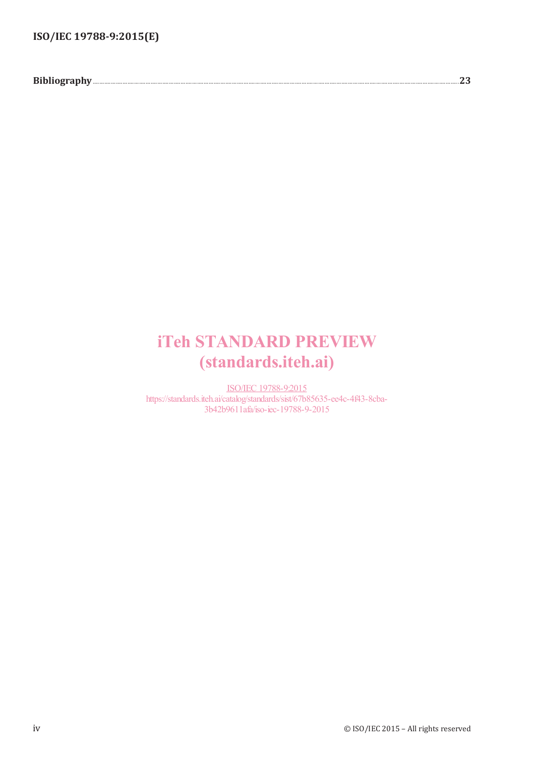**Bibliography** .......... **23**

iTeh STANDARD PREVIEW
(standards.iteh.ai)

ISO/IEC 19788-9:2015
https://standards.iteh.ai/catalog/standards/sist/67b85635-ee4c-4f43-8cba-3b42b9611afa/iso-iec-19788-9-2015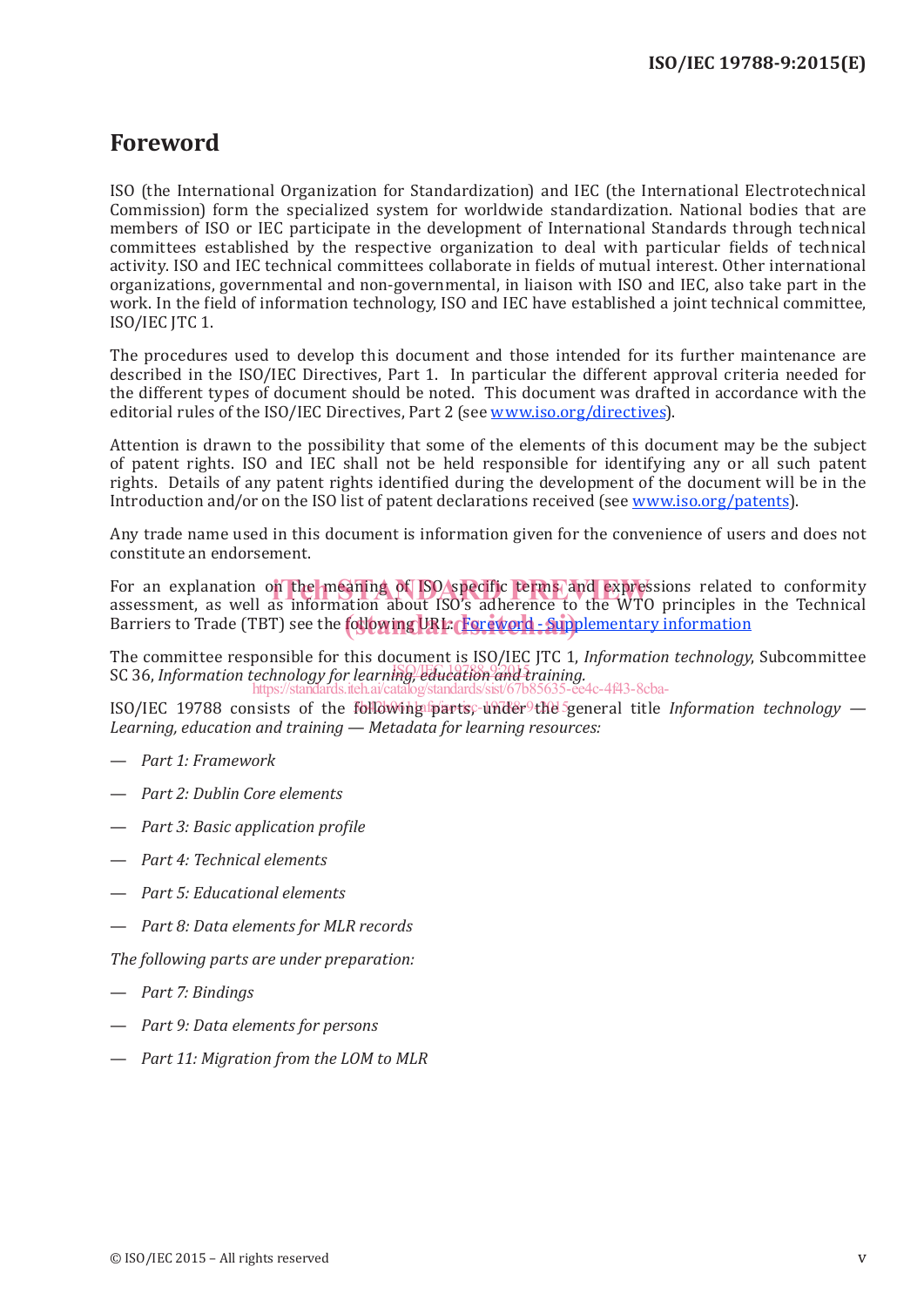# Foreword

ISO (the International Organization for Standardization) and IEC (the International Electrotechnical Commission) form the specialized system for worldwide standardization. National bodies that are members of ISO or IEC participate in the development of International Standards through technical committees established by the respective organization to deal with particular fields of technical activity. ISO and IEC technical committees collaborate in fields of mutual interest. Other international organizations, governmental and non-governmental, in liaison with ISO and IEC, also take part in the work. In the field of information technology, ISO and IEC have established a joint technical committee, ISO/IEC JTC 1.

The procedures used to develop this document and those intended for its further maintenance are described in the ISO/IEC Directives, Part 1. In particular the different approval criteria needed for the different types of document should be noted. This document was drafted in accordance with the editorial rules of the ISO/IEC Directives, Part 2 (see www.iso.org/directives).

Attention is drawn to the possibility that some of the elements of this document may be the subject of patent rights. ISO and IEC shall not be held responsible for identifying any or all such patent rights. Details of any patent rights identified during the development of the document will be in the Introduction and/or on the ISO list of patent declarations received (see www.iso.org/patents).

Any trade name used in this document is information given for the convenience of users and does not constitute an endorsement.

For an explanation on the meaning of ISO specific terms and expressions related to conformity assessment, as well as information about ISO's adherence to the WTO principles in the Technical Barriers to Trade (TBT) see the following URL: Foreword - Supplementary information

The committee responsible for this document is ISO/IEC JTC 1, *Information technology*, Subcommittee SC 36, *Information technology for learning, education and training*.

ISO/IEC 19788 consists of the following parts, under the general title *Information technology — Learning, education and training — Metadata for learning resources:*

— *Part 1: Framework*

— *Part 2: Dublin Core elements*

— *Part 3: Basic application profile*

— *Part 4: Technical elements*

— *Part 5: Educational elements*

— *Part 8: Data elements for MLR records*

*The following parts are under preparation:*

— *Part 7: Bindings*

— *Part 9: Data elements for persons*

— *Part 11: Migration from the LOM to MLR*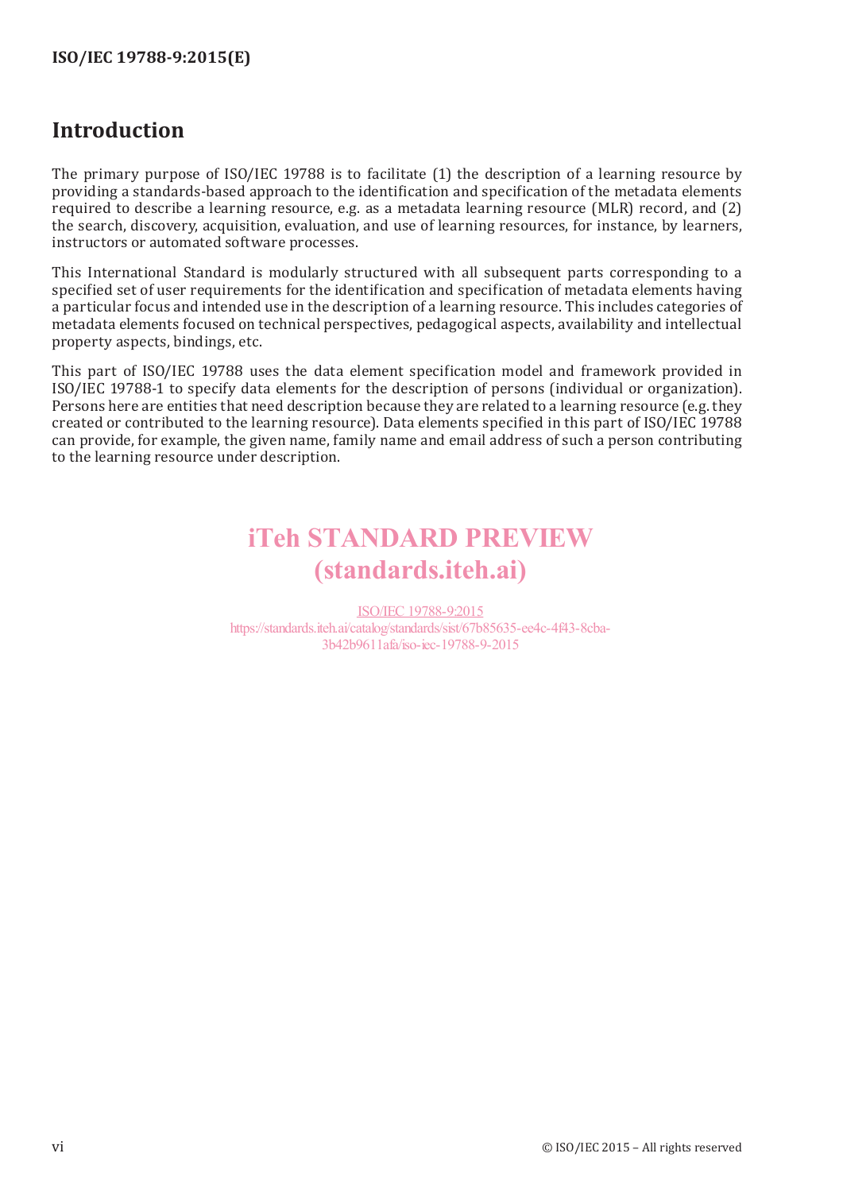# Introduction

The primary purpose of ISO/IEC 19788 is to facilitate (1) the description of a learning resource by providing a standards-based approach to the identification and specification of the metadata elements required to describe a learning resource, e.g. as a metadata learning resource (MLR) record, and (2) the search, discovery, acquisition, evaluation, and use of learning resources, for instance, by learners, instructors or automated software processes.

This International Standard is modularly structured with all subsequent parts corresponding to a specified set of user requirements for the identification and specification of metadata elements having a particular focus and intended use in the description of a learning resource. This includes categories of metadata elements focused on technical perspectives, pedagogical aspects, availability and intellectual property aspects, bindings, etc.

This part of ISO/IEC 19788 uses the data element specification model and framework provided in ISO/IEC 19788-1 to specify data elements for the description of persons (individual or organization). Persons here are entities that need description because they are related to a learning resource (e.g. they created or contributed to the learning resource). Data elements specified in this part of ISO/IEC 19788 can provide, for example, the given name, family name and email address of such a person contributing to the learning resource under description.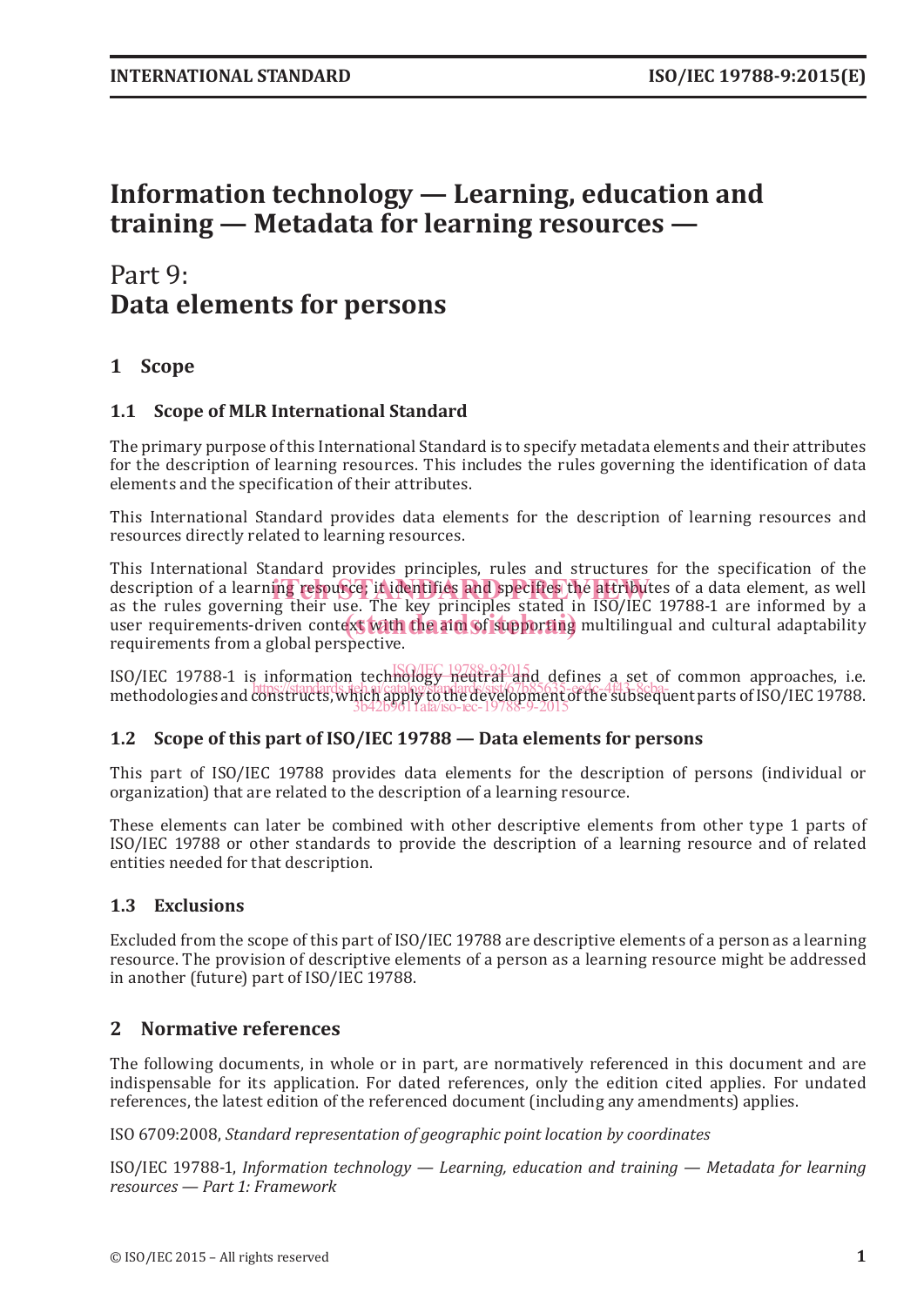# Information technology — Learning, education and training — Metadata for learning resources —

## Part 9: Data elements for persons

## 1 Scope

### 1.1 Scope of MLR International Standard

The primary purpose of this International Standard is to specify metadata elements and their attributes for the description of learning resources. This includes the rules governing the identification of data elements and the specification of their attributes.

This International Standard provides data elements for the description of learning resources and resources directly related to learning resources.

This International Standard provides principles, rules and structures for the specification of the description of a learning resource; it identifies and specifies the attributes of a data element, as well as the rules governing their use. The key principles stated in ISO/IEC 19788-1 are informed by a user requirements-driven context with the aim of supporting multilingual and cultural adaptability requirements from a global perspective.

ISO/IEC 19788-1 is information technology neutral and defines a set of common approaches, i.e. methodologies and constructs, which apply to the development of the subsequent parts of ISO/IEC 19788.

### 1.2 Scope of this part of ISO/IEC 19788 — Data elements for persons

This part of ISO/IEC 19788 provides data elements for the description of persons (individual or organization) that are related to the description of a learning resource.

These elements can later be combined with other descriptive elements from other type 1 parts of ISO/IEC 19788 or other standards to provide the description of a learning resource and of related entities needed for that description.

### 1.3 Exclusions

Excluded from the scope of this part of ISO/IEC 19788 are descriptive elements of a person as a learning resource. The provision of descriptive elements of a person as a learning resource might be addressed in another (future) part of ISO/IEC 19788.

## 2 Normative references

The following documents, in whole or in part, are normatively referenced in this document and are indispensable for its application. For dated references, only the edition cited applies. For undated references, the latest edition of the referenced document (including any amendments) applies.

ISO 6709:2008, *Standard representation of geographic point location by coordinates*

ISO/IEC 19788-1, *Information technology — Learning, education and training — Metadata for learning resources — Part 1: Framework*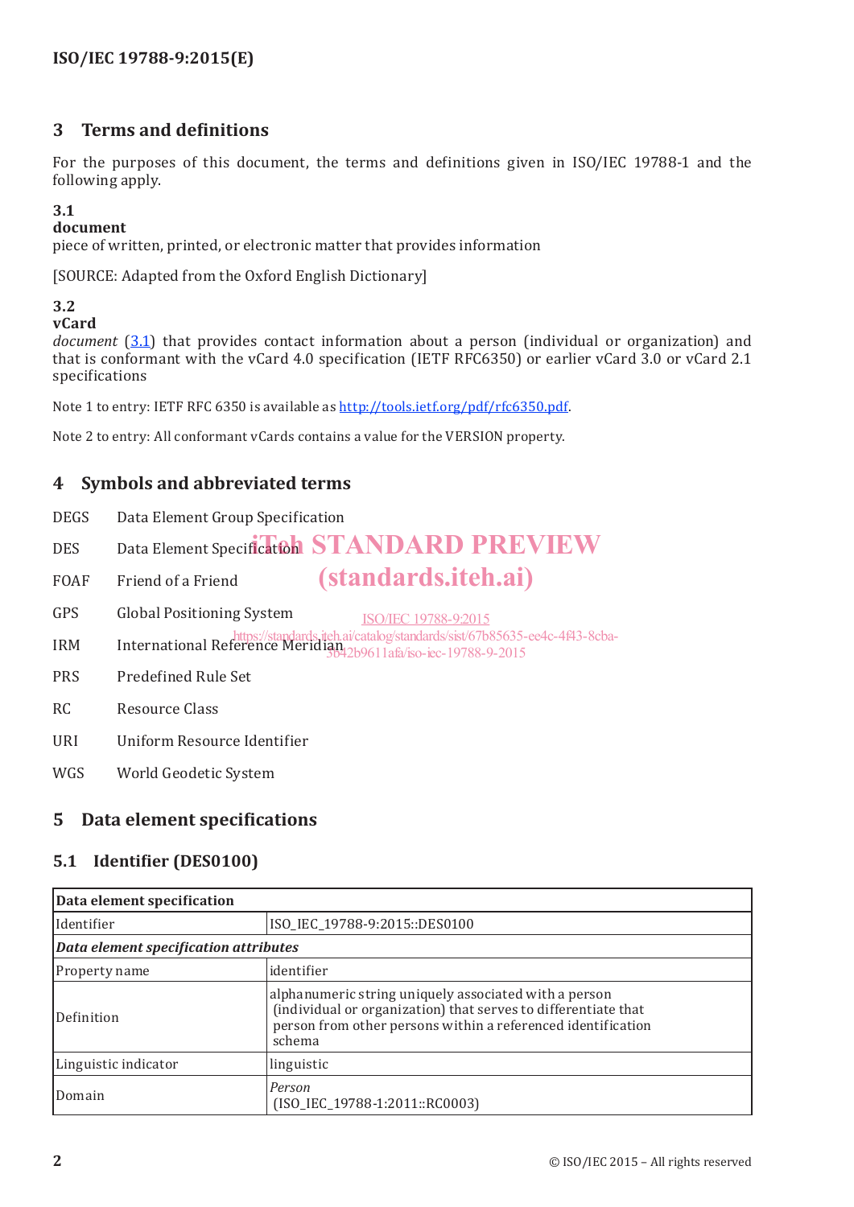## 3 Terms and definitions

For the purposes of this document, the terms and definitions given in ISO/IEC 19788-1 and the following apply.

### 3.1
**document**

piece of written, printed, or electronic matter that provides information

[SOURCE: Adapted from the Oxford English Dictionary]

### 3.2
**vCard**

*document* (3.1) that provides contact information about a person (individual or organization) and that is conformant with the vCard 4.0 specification (IETF RFC6350) or earlier vCard 3.0 or vCard 2.1 specifications

Note 1 to entry: IETF RFC 6350 is available as http://tools.ietf.org/pdf/rfc6350.pdf.

Note 2 to entry: All conformant vCards contains a value for the VERSION property.

## 4 Symbols and abbreviated terms

DEGS Data Element Group Specification

DES Data Element Specification

FOAF Friend of a Friend

GPS Global Positioning System

IRM International Reference Meridian

PRS Predefined Rule Set

RC Resource Class

URI Uniform Resource Identifier

WGS World Geodetic System

## 5 Data element specifications

### 5.1 Identifier (DES0100)

| **Data element specification** | |
|---|---|
| Identifier | ISO_IEC_19788-9:2015::DES0100 |
| ***Data element specification attributes*** | |
| Property name | identifier |
| Definition | alphanumeric string uniquely associated with a person (individual or organization) that serves to differentiate that person from other persons within a referenced identification schema |
| Linguistic indicator | linguistic |
| Domain | *Person* (ISO_IEC_19788-1:2011::RC0003) |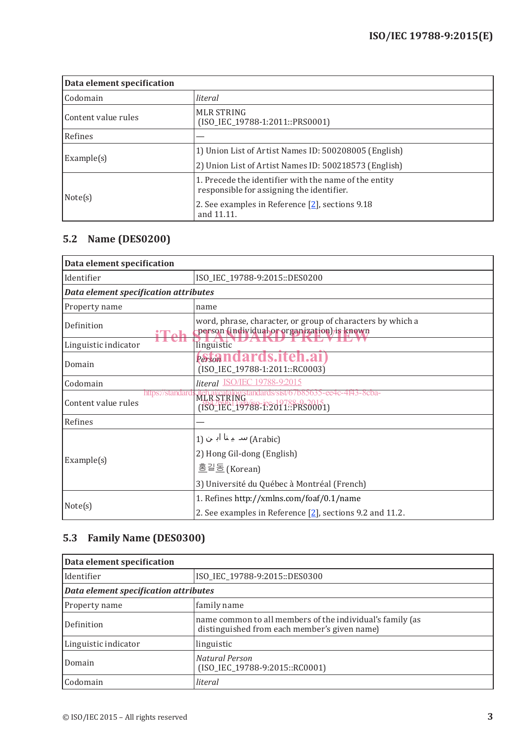| Data element specification | |
|---|---|
| Codomain | *literal* |
| Content value rules | MLR STRING (ISO_IEC_19788-1:2011::PRS0001) |
| Refines | — |
| Example(s) | 1) Union List of Artist Names ID: 500208005 (English)<br>2) Union List of Artist Names ID: 500218573 (English) |
| Note(s) | 1. Precede the identifier with the name of the entity responsible for assigning the identifier.<br>2. See examples in Reference [2], sections 9.18 and 11.11. |

## 5.2 Name (DES0200)

| Data element specification | |
|---|---|
| Identifier | ISO_IEC_19788-9:2015::DES0200 |
| ***Data element specification attributes*** | |
| Property name | name |
| Definition | word, phrase, character, or group of characters by which a person (individual or organization) is known |
| Linguistic indicator | linguistic |
| Domain | *Person* (ISO_IEC_19788-1:2011::RC0003) |
| Codomain | *literal* |
| Content value rules | MLR STRING (ISO_IEC_19788-1:2011::PRS0001) |
| Refines | — |
| Example(s) | 1) سينا ابن (Arabic)<br>2) Hong Gil-dong (English)<br>홍길동 (Korean)<br>3) Université du Québec à Montréal (French) |
| Note(s) | 1. Refines http://xmlns.com/foaf/0.1/name<br>2. See examples in Reference [2], sections 9.2 and 11.2. |

## 5.3 Family Name (DES0300)

| Data element specification | |
|---|---|
| Identifier | ISO_IEC_19788-9:2015::DES0300 |
| ***Data element specification attributes*** | |
| Property name | family name |
| Definition | name common to all members of the individual's family (as distinguished from each member's given name) |
| Linguistic indicator | linguistic |
| Domain | *Natural Person* (ISO_IEC_19788-9:2015::RC0001) |
| Codomain | *literal* |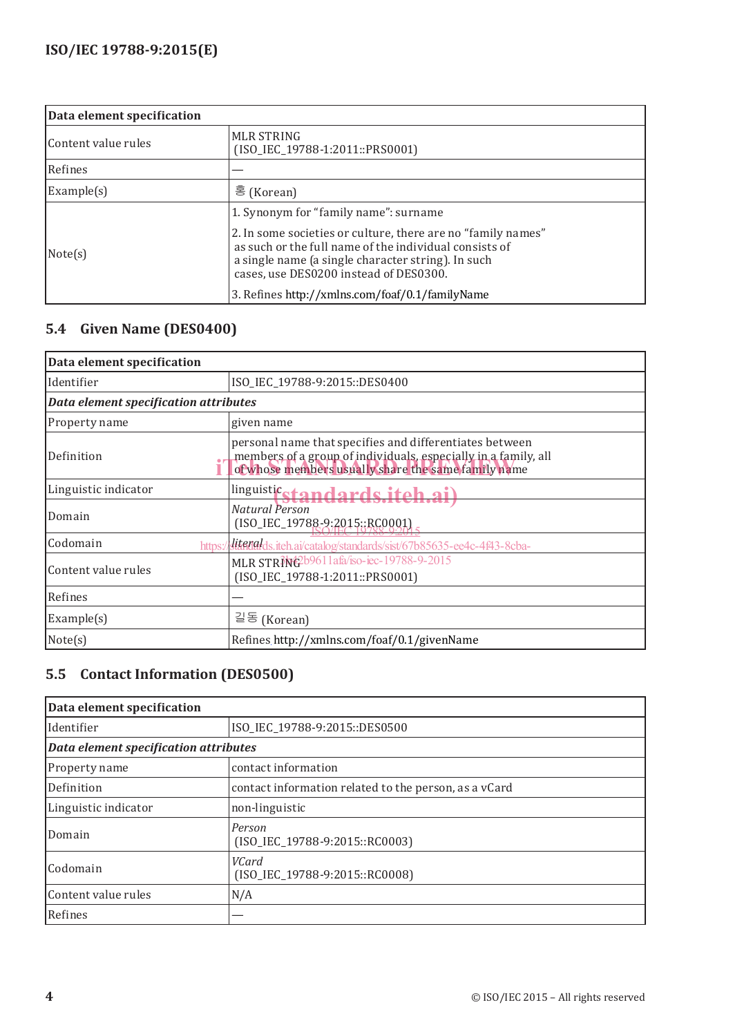| Data element specification | |
|---|---|
| Content value rules | MLR STRING (ISO_IEC_19788-1:2011::PRS0001) |
| Refines | — |
| Example(s) | 홍 (Korean) |
| Note(s) | 1. Synonym for "family name": surname<br><br>2. In some societies or culture, there are no "family names" as such or the full name of the individual consists of a single name (a single character string). In such cases, use DES0200 instead of DES0300.<br><br>3. Refines http://xmlns.com/foaf/0.1/familyName |

## 5.4 Given Name (DES0400)

| Data element specification | |
|---|---|
| Identifier | ISO_IEC_19788-9:2015::DES0400 |
| ***Data element specification attributes*** | |
| Property name | given name |
| Definition | personal name that specifies and differentiates between members of a group of individuals, especially in a family, all of whose members usually share the same family name |
| Linguistic indicator | linguistic |
| Domain | *Natural Person* (ISO_IEC_19788-9:2015::RC0001) |
| Codomain | *literal* |
| Content value rules | MLR STRING (ISO_IEC_19788-1:2011::PRS0001) |
| Refines | — |
| Example(s) | 길동 (Korean) |
| Note(s) | Refines http://xmlns.com/foaf/0.1/givenName |

## 5.5 Contact Information (DES0500)

| Data element specification | |
|---|---|
| Identifier | ISO_IEC_19788-9:2015::DES0500 |
| ***Data element specification attributes*** | |
| Property name | contact information |
| Definition | contact information related to the person, as a vCard |
| Linguistic indicator | non-linguistic |
| Domain | *Person* (ISO_IEC_19788-9:2015::RC0003) |
| Codomain | *VCard* (ISO_IEC_19788-9:2015::RC0008) |
| Content value rules | N/A |
| Refines | — |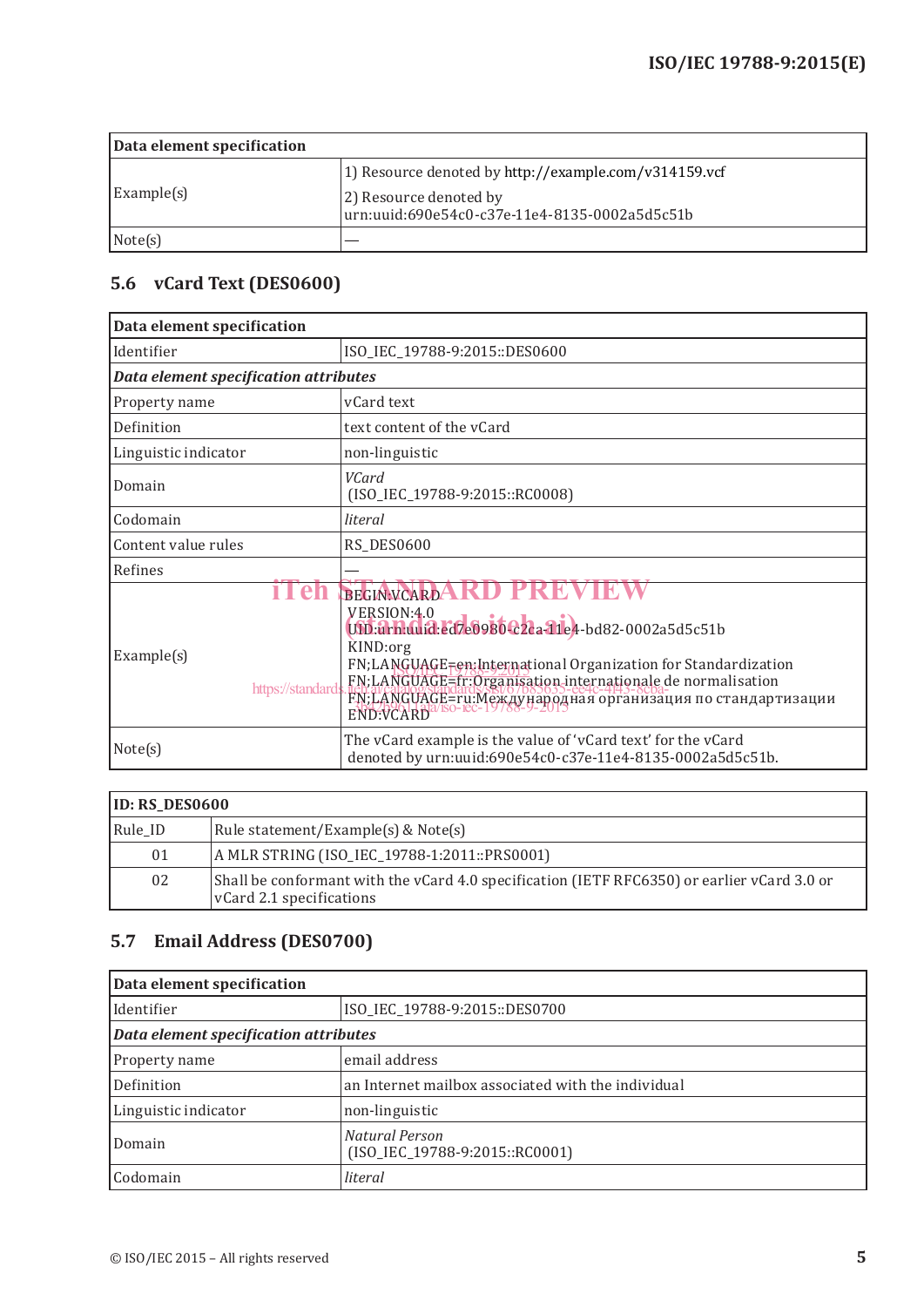| Data element specification | |
|---|---|
| Example(s) | 1) Resource denoted by http://example.com/v314159.vcf<br>2) Resource denoted by urn:uuid:690e54c0-c37e-11e4-8135-0002a5d5c51b |
| Note(s) | — |

## 5.6 vCard Text (DES0600)

| Data element specification | |
|---|---|
| Identifier | ISO_IEC_19788-9:2015::DES0600 |
| ***Data element specification attributes*** | |
| Property name | vCard text |
| Definition | text content of the vCard |
| Linguistic indicator | non-linguistic |
| Domain | *VCard* (ISO_IEC_19788-9:2015::RC0008) |
| Codomain | *literal* |
| Content value rules | RS_DES0600 |
| Refines | — |
| Example(s) | BEGIN:VCARD<br>VERSION:4.0<br>UID:urn:uuid:ed7e0980-c2ca-11e4-bd82-0002a5d5c51b<br>KIND:org<br>FN;LANGUAGE=en:International Organization for Standardization<br>FN;LANGUAGE=fr:Organisation internationale de normalisation<br>FN;LANGUAGE=ru:Международная организация по стандартизации<br>END:VCARD |
| Note(s) | The vCard example is the value of 'vCard text' for the vCard denoted by urn:uuid:690e54c0-c37e-11e4-8135-0002a5d5c51b. |

| ID: RS_DES0600 | |
|---|---|
| Rule_ID | Rule statement/Example(s) & Note(s) |
| 01 | A MLR STRING (ISO_IEC_19788-1:2011::PRS0001) |
| 02 | Shall be conformant with the vCard 4.0 specification (IETF RFC6350) or earlier vCard 3.0 or vCard 2.1 specifications |

## 5.7 Email Address (DES0700)

| Data element specification | |
|---|---|
| Identifier | ISO_IEC_19788-9:2015::DES0700 |
| ***Data element specification attributes*** | |
| Property name | email address |
| Definition | an Internet mailbox associated with the individual |
| Linguistic indicator | non-linguistic |
| Domain | *Natural Person* (ISO_IEC_19788-9:2015::RC0001) |
| Codomain | *literal* |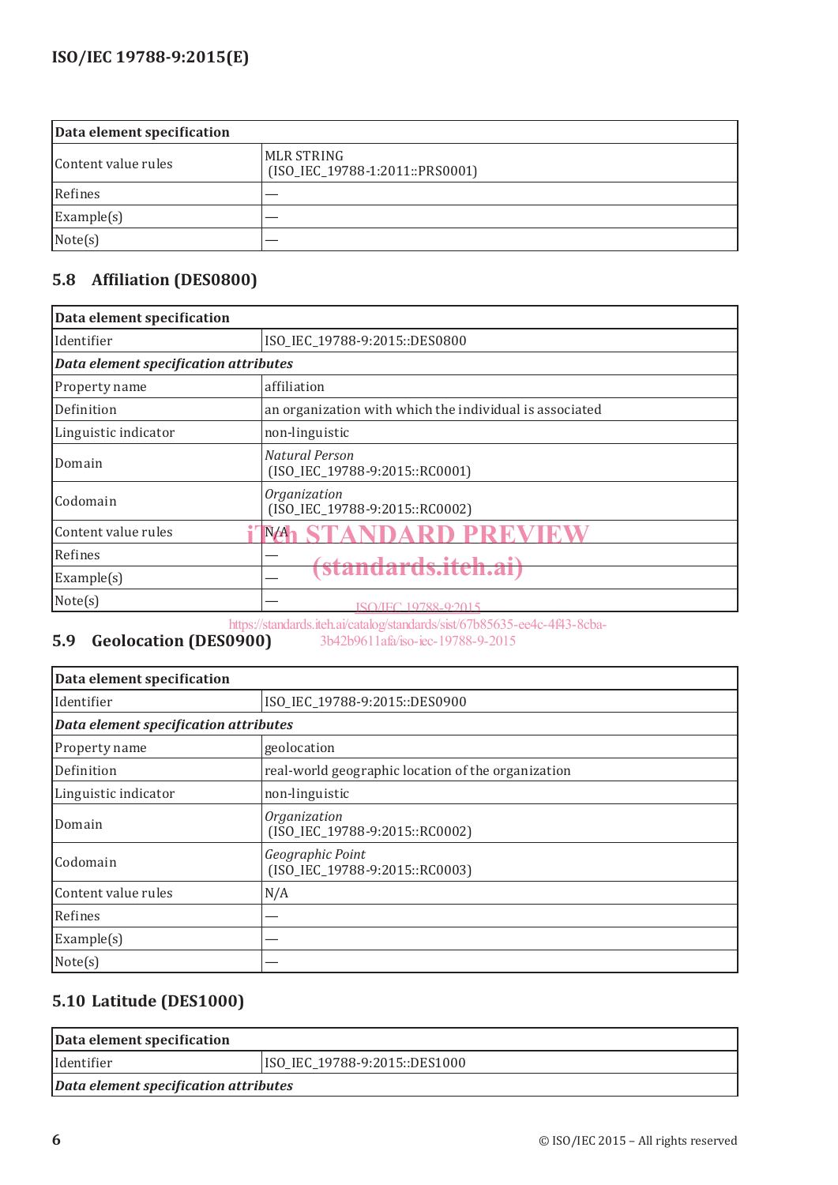| Data element specification | |
|---|---|
| Content value rules | MLR STRING (ISO_IEC_19788-1:2011::PRS0001) |
| Refines | — |
| Example(s) | — |
| Note(s) | — |

## 5.8 Affiliation (DES0800)

| Data element specification | |
|---|---|
| Identifier | ISO_IEC_19788-9:2015::DES0800 |
| ***Data element specification attributes*** | |
| Property name | affiliation |
| Definition | an organization with which the individual is associated |
| Linguistic indicator | non-linguistic |
| Domain | *Natural Person* (ISO_IEC_19788-9:2015::RC0001) |
| Codomain | *Organization* (ISO_IEC_19788-9:2015::RC0002) |
| Content value rules | N/A |
| Refines | — |
| Example(s) | — |
| Note(s) | — |

## 5.9 Geolocation (DES0900)

| Data element specification | |
|---|---|
| Identifier | ISO_IEC_19788-9:2015::DES0900 |
| ***Data element specification attributes*** | |
| Property name | geolocation |
| Definition | real-world geographic location of the organization |
| Linguistic indicator | non-linguistic |
| Domain | *Organization* (ISO_IEC_19788-9:2015::RC0002) |
| Codomain | *Geographic Point* (ISO_IEC_19788-9:2015::RC0003) |
| Content value rules | N/A |
| Refines | — |
| Example(s) | — |
| Note(s) | — |

## 5.10 Latitude (DES1000)

| Data element specification | |
|---|---|
| Identifier | ISO_IEC_19788-9:2015::DES1000 |
| ***Data element specification attributes*** | |